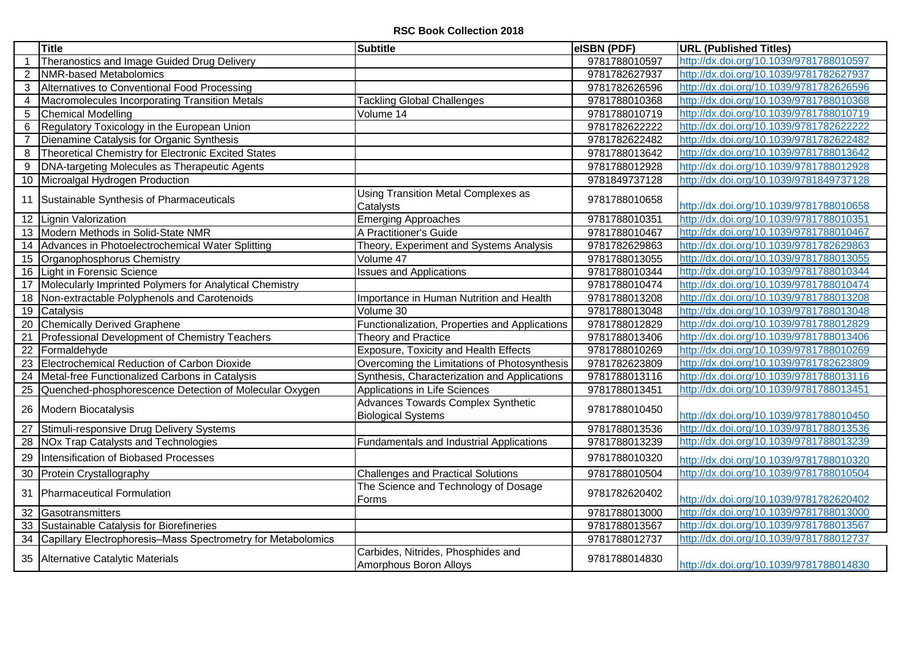**RSC Book Collection 2018**

| | Title | Subtitle | eISBN (PDF) | URL (Published Titles) |
|---|---|---|---|---|
| 1 | Theranostics and Image Guided Drug Delivery | | 9781788010597 | http://dx.doi.org/10.1039/9781788010597 |
| 2 | NMR-based Metabolomics | | 9781782627937 | http://dx.doi.org/10.1039/9781782627937 |
| 3 | Alternatives to Conventional Food Processing | | 9781782626596 | http://dx.doi.org/10.1039/9781782626596 |
| 4 | Macromolecules Incorporating Transition Metals | Tackling Global Challenges | 9781788010368 | http://dx.doi.org/10.1039/9781788010368 |
| 5 | Chemical Modelling | Volume 14 | 9781788010719 | http://dx.doi.org/10.1039/9781788010719 |
| 6 | Regulatory Toxicology in the European Union | | 9781782622222 | http://dx.doi.org/10.1039/9781782622222 |
| 7 | Dienamine Catalysis for Organic Synthesis | | 9781782622482 | http://dx.doi.org/10.1039/9781782622482 |
| 8 | Theoretical Chemistry for Electronic Excited States | | 9781788013642 | http://dx.doi.org/10.1039/9781788013642 |
| 9 | DNA-targeting Molecules as Therapeutic Agents | | 9781788012928 | http://dx.doi.org/10.1039/9781788012928 |
| 10 | Microalgal Hydrogen Production | | 9781849737128 | http://dx.doi.org/10.1039/9781849737128 |
| 11 | Sustainable Synthesis of Pharmaceuticals | Using Transition Metal Complexes as Catalysts | 9781788010658 | http://dx.doi.org/10.1039/9781788010658 |
| 12 | Lignin Valorization | Emerging Approaches | 9781788010351 | http://dx.doi.org/10.1039/9781788010351 |
| 13 | Modern Methods in Solid-State NMR | A Practitioner's Guide | 9781788010467 | http://dx.doi.org/10.1039/9781788010467 |
| 14 | Advances in Photoelectrochemical Water Splitting | Theory, Experiment and Systems Analysis | 9781782629863 | http://dx.doi.org/10.1039/9781782629863 |
| 15 | Organophosphorus Chemistry | Volume 47 | 9781788013055 | http://dx.doi.org/10.1039/9781788013055 |
| 16 | Light in Forensic Science | Issues and Applications | 9781788010344 | http://dx.doi.org/10.1039/9781788010344 |
| 17 | Molecularly Imprinted Polymers for Analytical Chemistry | | 9781788010474 | http://dx.doi.org/10.1039/9781788010474 |
| 18 | Non-extractable Polyphenols and Carotenoids | Importance in Human Nutrition and Health | 9781788013208 | http://dx.doi.org/10.1039/9781788013208 |
| 19 | Catalysis | Volume 30 | 9781788013048 | http://dx.doi.org/10.1039/9781788013048 |
| 20 | Chemically Derived Graphene | Functionalization, Properties and Applications | 9781788012829 | http://dx.doi.org/10.1039/9781788012829 |
| 21 | Professional Development of Chemistry Teachers | Theory and Practice | 9781788013406 | http://dx.doi.org/10.1039/9781788013406 |
| 22 | Formaldehyde | Exposure, Toxicity and Health Effects | 9781788010269 | http://dx.doi.org/10.1039/9781788010269 |
| 23 | Electrochemical Reduction of Carbon Dioxide | Overcoming the Limitations of Photosynthesis | 9781782623809 | http://dx.doi.org/10.1039/9781782623809 |
| 24 | Metal-free Functionalized Carbons in Catalysis | Synthesis, Characterization and Applications | 9781788013116 | http://dx.doi.org/10.1039/9781788013116 |
| 25 | Quenched-phosphorescence Detection of Molecular Oxygen | Applications in Life Sciences | 9781788013451 | http://dx.doi.org/10.1039/9781788013451 |
| 26 | Modern Biocatalysis | Advances Towards Complex Synthetic Biological Systems | 9781788010450 | http://dx.doi.org/10.1039/9781788010450 |
| 27 | Stimuli-responsive Drug Delivery Systems | | 9781788013536 | http://dx.doi.org/10.1039/9781788013536 |
| 28 | NOx Trap Catalysts and Technologies | Fundamentals and Industrial Applications | 9781788013239 | http://dx.doi.org/10.1039/9781788013239 |
| 29 | Intensification of Biobased Processes | | 9781788010320 | http://dx.doi.org/10.1039/9781788010320 |
| 30 | Protein Crystallography | Challenges and Practical Solutions | 9781788010504 | http://dx.doi.org/10.1039/9781788010504 |
| 31 | Pharmaceutical Formulation | The Science and Technology of Dosage Forms | 9781782620402 | http://dx.doi.org/10.1039/9781782620402 |
| 32 | Gasotransmitters | | 9781788013000 | http://dx.doi.org/10.1039/9781788013000 |
| 33 | Sustainable Catalysis for Biorefineries | | 9781788013567 | http://dx.doi.org/10.1039/9781788013567 |
| 34 | Capillary Electrophoresis–Mass Spectrometry for Metabolomics | | 9781788012737 | http://dx.doi.org/10.1039/9781788012737 |
| 35 | Alternative Catalytic Materials | Carbides, Nitrides, Phosphides and Amorphous Boron Alloys | 9781788014830 | http://dx.doi.org/10.1039/9781788014830 |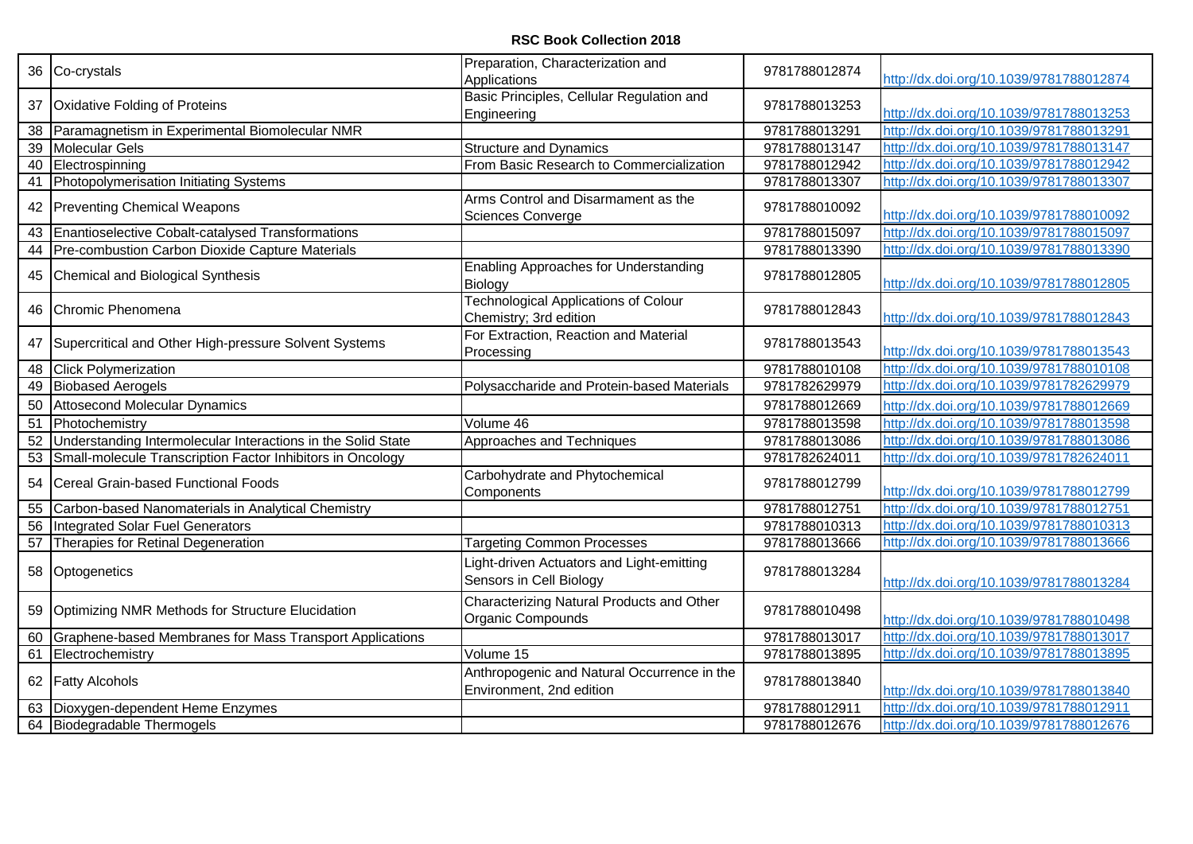**RSC Book Collection 2018**

| | | | | |
|---|---|---|---|---|
| 36 | Co-crystals | Preparation, Characterization and Applications | 9781788012874 | http://dx.doi.org/10.1039/9781788012874 |
| 37 | Oxidative Folding of Proteins | Basic Principles, Cellular Regulation and Engineering | 9781788013253 | http://dx.doi.org/10.1039/9781788013253 |
| 38 | Paramagnetism in Experimental Biomolecular NMR | | 9781788013291 | http://dx.doi.org/10.1039/9781788013291 |
| 39 | Molecular Gels | Structure and Dynamics | 9781788013147 | http://dx.doi.org/10.1039/9781788013147 |
| 40 | Electrospinning | From Basic Research to Commercialization | 9781788012942 | http://dx.doi.org/10.1039/9781788012942 |
| 41 | Photopolymerisation Initiating Systems | | 9781788013307 | http://dx.doi.org/10.1039/9781788013307 |
| 42 | Preventing Chemical Weapons | Arms Control and Disarmament as the Sciences Converge | 9781788010092 | http://dx.doi.org/10.1039/9781788010092 |
| 43 | Enantioselective Cobalt-catalysed Transformations | | 9781788015097 | http://dx.doi.org/10.1039/9781788015097 |
| 44 | Pre-combustion Carbon Dioxide Capture Materials | | 9781788013390 | http://dx.doi.org/10.1039/9781788013390 |
| 45 | Chemical and Biological Synthesis | Enabling Approaches for Understanding Biology | 9781788012805 | http://dx.doi.org/10.1039/9781788012805 |
| 46 | Chromic Phenomena | Technological Applications of Colour Chemistry; 3rd edition | 9781788012843 | http://dx.doi.org/10.1039/9781788012843 |
| 47 | Supercritical and Other High-pressure Solvent Systems | For Extraction, Reaction and Material Processing | 9781788013543 | http://dx.doi.org/10.1039/9781788013543 |
| 48 | Click Polymerization | | 9781788010108 | http://dx.doi.org/10.1039/9781788010108 |
| 49 | Biobased Aerogels | Polysaccharide and Protein-based Materials | 9781782629979 | http://dx.doi.org/10.1039/9781782629979 |
| 50 | Attosecond Molecular Dynamics | | 9781788012669 | http://dx.doi.org/10.1039/9781788012669 |
| 51 | Photochemistry | Volume 46 | 9781788013598 | http://dx.doi.org/10.1039/9781788013598 |
| 52 | Understanding Intermolecular Interactions in the Solid State | Approaches and Techniques | 9781788013086 | http://dx.doi.org/10.1039/9781788013086 |
| 53 | Small-molecule Transcription Factor Inhibitors in Oncology | | 9781782624011 | http://dx.doi.org/10.1039/9781782624011 |
| 54 | Cereal Grain-based Functional Foods | Carbohydrate and Phytochemical Components | 9781788012799 | http://dx.doi.org/10.1039/9781788012799 |
| 55 | Carbon-based Nanomaterials in Analytical Chemistry | | 9781788012751 | http://dx.doi.org/10.1039/9781788012751 |
| 56 | Integrated Solar Fuel Generators | | 9781788010313 | http://dx.doi.org/10.1039/9781788010313 |
| 57 | Therapies for Retinal Degeneration | Targeting Common Processes | 9781788013666 | http://dx.doi.org/10.1039/9781788013666 |
| 58 | Optogenetics | Light-driven Actuators and Light-emitting Sensors in Cell Biology | 9781788013284 | http://dx.doi.org/10.1039/9781788013284 |
| 59 | Optimizing NMR Methods for Structure Elucidation | Characterizing Natural Products and Other Organic Compounds | 9781788010498 | http://dx.doi.org/10.1039/9781788010498 |
| 60 | Graphene-based Membranes for Mass Transport Applications | | 9781788013017 | http://dx.doi.org/10.1039/9781788013017 |
| 61 | Electrochemistry | Volume 15 | 9781788013895 | http://dx.doi.org/10.1039/9781788013895 |
| 62 | Fatty Alcohols | Anthropogenic and Natural Occurrence in the Environment, 2nd edition | 9781788013840 | http://dx.doi.org/10.1039/9781788013840 |
| 63 | Dioxygen-dependent Heme Enzymes | | 9781788012911 | http://dx.doi.org/10.1039/9781788012911 |
| 64 | Biodegradable Thermogels | | 9781788012676 | http://dx.doi.org/10.1039/9781788012676 |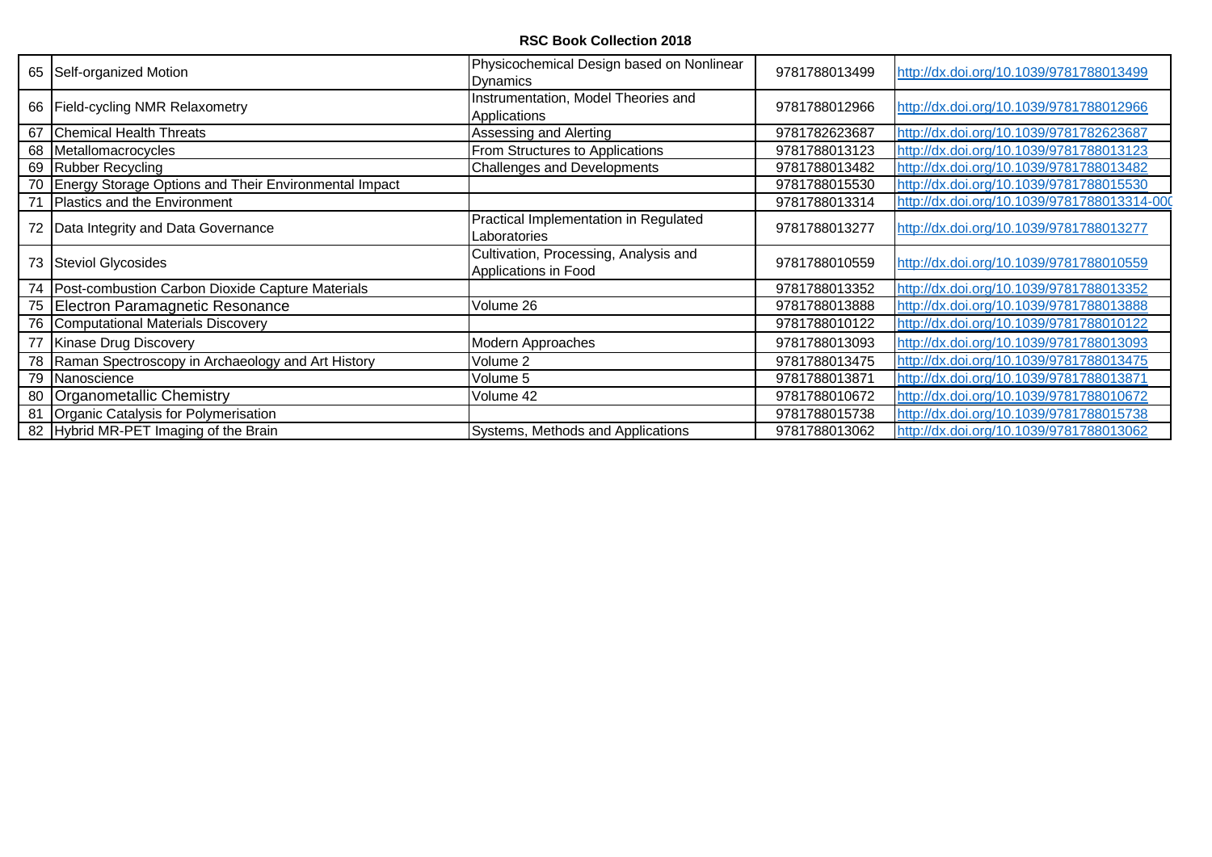**RSC Book Collection 2018**

| | | | | |
|---|---|---|---|---|
| 65 | Self-organized Motion | Physicochemical Design based on Nonlinear Dynamics | 9781788013499 | http://dx.doi.org/10.1039/9781788013499 |
| 66 | Field-cycling NMR Relaxometry | Instrumentation, Model Theories and Applications | 9781788012966 | http://dx.doi.org/10.1039/9781788012966 |
| 67 | Chemical Health Threats | Assessing and Alerting | 9781782623687 | http://dx.doi.org/10.1039/9781782623687 |
| 68 | Metallomacrocycles | From Structures to Applications | 9781788013123 | http://dx.doi.org/10.1039/9781788013123 |
| 69 | Rubber Recycling | Challenges and Developments | 9781788013482 | http://dx.doi.org/10.1039/9781788013482 |
| 70 | Energy Storage Options and Their Environmental Impact | | 9781788015530 | http://dx.doi.org/10.1039/9781788015530 |
| 71 | Plastics and the Environment | | 9781788013314 | http://dx.doi.org/10.1039/9781788013314-000 |
| 72 | Data Integrity and Data Governance | Practical Implementation in Regulated Laboratories | 9781788013277 | http://dx.doi.org/10.1039/9781788013277 |
| 73 | Steviol Glycosides | Cultivation, Processing, Analysis and Applications in Food | 9781788010559 | http://dx.doi.org/10.1039/9781788010559 |
| 74 | Post-combustion Carbon Dioxide Capture Materials | | 9781788013352 | http://dx.doi.org/10.1039/9781788013352 |
| 75 | Electron Paramagnetic Resonance | Volume 26 | 9781788013888 | http://dx.doi.org/10.1039/9781788013888 |
| 76 | Computational Materials Discovery | | 9781788010122 | http://dx.doi.org/10.1039/9781788010122 |
| 77 | Kinase Drug Discovery | Modern Approaches | 9781788013093 | http://dx.doi.org/10.1039/9781788013093 |
| 78 | Raman Spectroscopy in Archaeology and Art History | Volume 2 | 9781788013475 | http://dx.doi.org/10.1039/9781788013475 |
| 79 | Nanoscience | Volume 5 | 9781788013871 | http://dx.doi.org/10.1039/9781788013871 |
| 80 | Organometallic Chemistry | Volume 42 | 9781788010672 | http://dx.doi.org/10.1039/9781788010672 |
| 81 | Organic Catalysis for Polymerisation | | 9781788015738 | http://dx.doi.org/10.1039/9781788015738 |
| 82 | Hybrid MR-PET Imaging of the Brain | Systems, Methods and Applications | 9781788013062 | http://dx.doi.org/10.1039/9781788013062 |